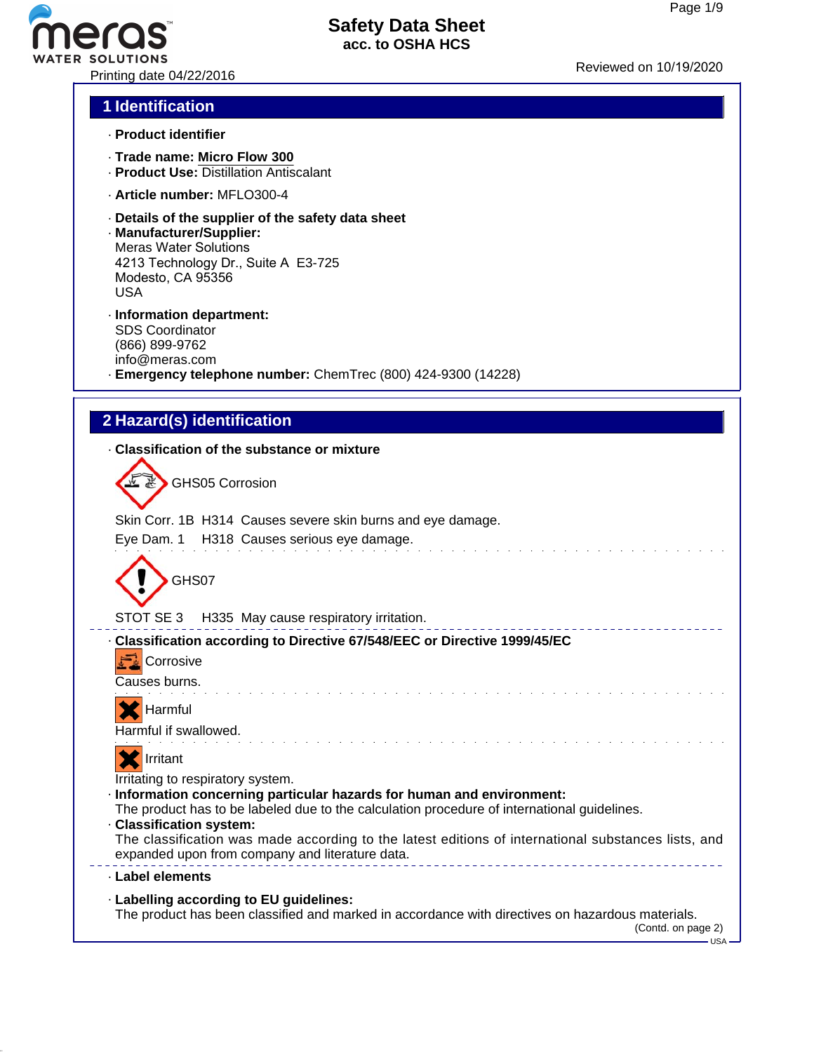# Safety Data Sheet
**acc. to OSHA HCS**

Printing date 04/22/2016 Reviewed on 10/19/2020

## 1 Identification

· **Product identifier**

· **Trade name: Micro Flow 300**
· **Product Use:** Distillation Antiscalant

· **Article number:** MFLO300-4

· **Details of the supplier of the safety data sheet**
· **Manufacturer/Supplier:**
Meras Water Solutions
4213 Technology Dr., Suite A E3-725
Modesto, CA 95356
USA

· **Information department:**
SDS Coordinator
(866) 899-9762
info@meras.com
· **Emergency telephone number:** ChemTrec (800) 424-9300 (14228)

## 2 Hazard(s) identification

· **Classification of the substance or mixture**

GHS05 Corrosion

Skin Corr. 1B H314 Causes severe skin burns and eye damage.
Eye Dam. 1 H318 Causes serious eye damage.

GHS07

STOT SE 3 H335 May cause respiratory irritation.

· **Classification according to Directive 67/548/EEC or Directive 1999/45/EC**

Corrosive
Causes burns.

Harmful
Harmful if swallowed.

Irritant
Irritating to respiratory system.
· **Information concerning particular hazards for human and environment:**
The product has to be labeled due to the calculation procedure of international guidelines.
· **Classification system:**
The classification was made according to the latest editions of international substances lists, and expanded upon from company and literature data.

· **Label elements**

· **Labelling according to EU guidelines:**
The product has been classified and marked in accordance with directives on hazardous materials.

(Contd. on page 2)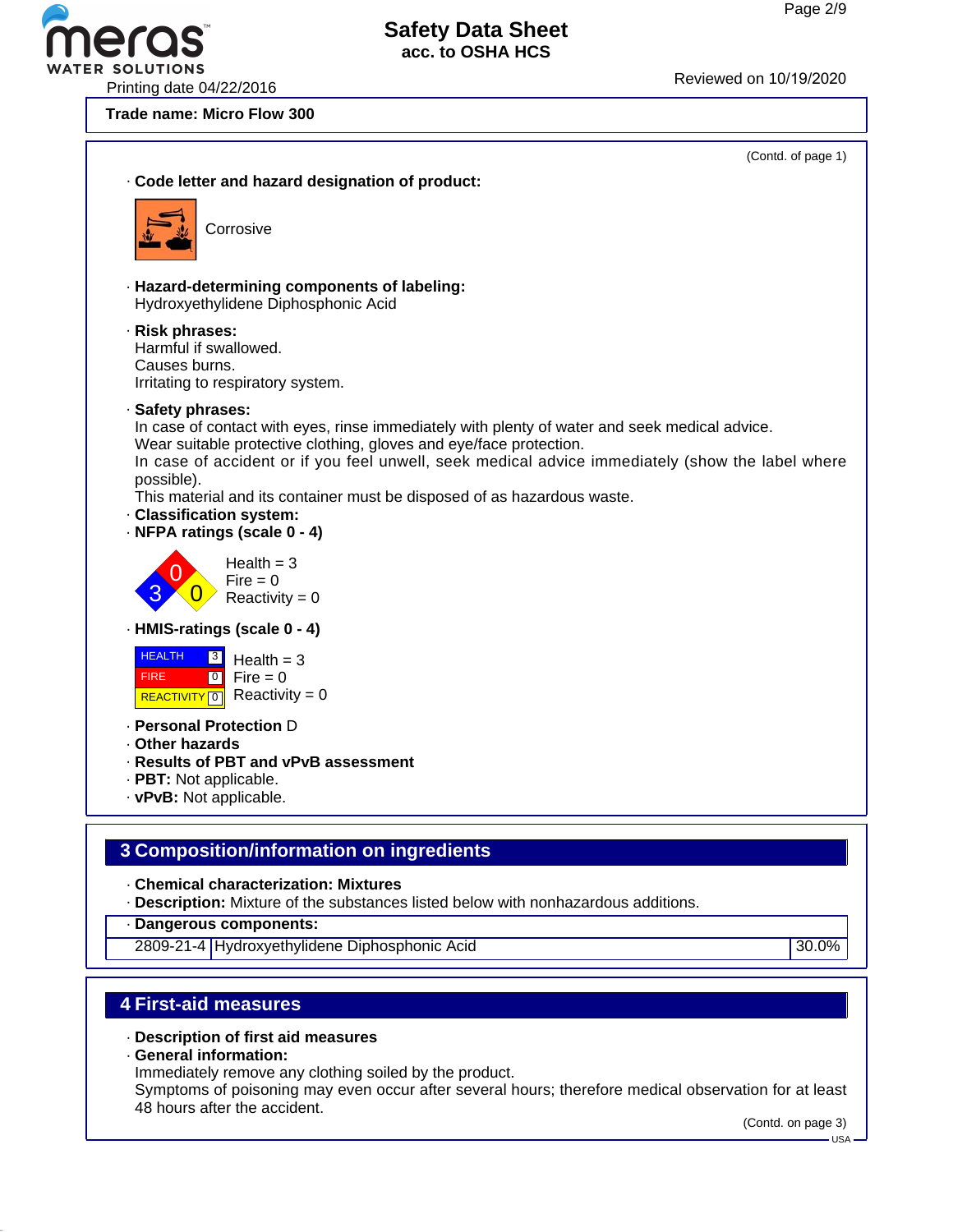Trade name: Micro Flow 300

(Contd. of page 1)

· **Code letter and hazard designation of product:**

Corrosive

· **Hazard-determining components of labeling:**
Hydroxyethylidene Diphosphonic Acid

· **Risk phrases:**
Harmful if swallowed.
Causes burns.
Irritating to respiratory system.

· **Safety phrases:**
In case of contact with eyes, rinse immediately with plenty of water and seek medical advice.
Wear suitable protective clothing, gloves and eye/face protection.
In case of accident or if you feel unwell, seek medical advice immediately (show the label where possible).
This material and its container must be disposed of as hazardous waste.

· **Classification system:**

· **NFPA ratings (scale 0 - 4)**

Health = 3
Fire = 0
Reactivity = 0

· **HMIS-ratings (scale 0 - 4)**

| | |
|---|---|
| HEALTH | 3 |
| FIRE | 0 |
| REACTIVITY | 0 |

Health = 3
Fire = 0
Reactivity = 0

· **Personal Protection** D
· **Other hazards**
· **Results of PBT and vPvB assessment**
· **PBT:** Not applicable.
· **vPvB:** Not applicable.

## 3 Composition/information on ingredients

· **Chemical characterization: Mixtures**
· **Description:** Mixture of the substances listed below with nonhazardous additions.

· **Dangerous components:**

| | | |
|---|---|---|
| 2809-21-4 | Hydroxyethylidene Diphosphonic Acid | 30.0% |

## 4 First-aid measures

· **Description of first aid measures**
· **General information:**
Immediately remove any clothing soiled by the product.
Symptoms of poisoning may even occur after several hours; therefore medical observation for at least 48 hours after the accident.

(Contd. on page 3)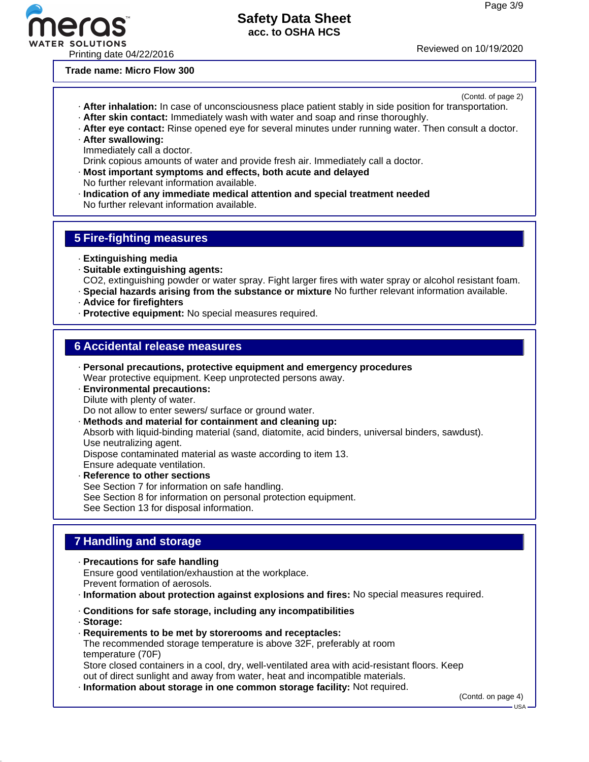Trade name: Micro Flow 300

(Contd. of page 2)

· **After inhalation:** In case of unconsciousness place patient stably in side position for transportation.
· **After skin contact:** Immediately wash with water and soap and rinse thoroughly.
· **After eye contact:** Rinse opened eye for several minutes under running water. Then consult a doctor.
· **After swallowing:**
Immediately call a doctor.
Drink copious amounts of water and provide fresh air. Immediately call a doctor.
· **Most important symptoms and effects, both acute and delayed**
No further relevant information available.
· **Indication of any immediate medical attention and special treatment needed**
No further relevant information available.

## 5 Fire-fighting measures

· **Extinguishing media**
· **Suitable extinguishing agents:**
$CO_2$, extinguishing powder or water spray. Fight larger fires with water spray or alcohol resistant foam.
· **Special hazards arising from the substance or mixture** No further relevant information available.
· **Advice for firefighters**
· **Protective equipment:** No special measures required.

## 6 Accidental release measures

· **Personal precautions, protective equipment and emergency procedures**
Wear protective equipment. Keep unprotected persons away.
· **Environmental precautions:**
Dilute with plenty of water.
Do not allow to enter sewers/ surface or ground water.
· **Methods and material for containment and cleaning up:**
Absorb with liquid-binding material (sand, diatomite, acid binders, universal binders, sawdust).
Use neutralizing agent.
Dispose contaminated material as waste according to item 13.
Ensure adequate ventilation.
· **Reference to other sections**
See Section 7 for information on safe handling.
See Section 8 for information on personal protection equipment.
See Section 13 for disposal information.

## 7 Handling and storage

· **Precautions for safe handling**
Ensure good ventilation/exhaustion at the workplace.
Prevent formation of aerosols.
· **Information about protection against explosions and fires:** No special measures required.

· **Conditions for safe storage, including any incompatibilities**
· **Storage:**
· **Requirements to be met by storerooms and receptacles:**
The recommended storage temperature is above 32F, preferably at room temperature (70F)
Store closed containers in a cool, dry, well-ventilated area with acid-resistant floors. Keep out of direct sunlight and away from water, heat and incompatible materials.
· **Information about storage in one common storage facility:** Not required.

(Contd. on page 4)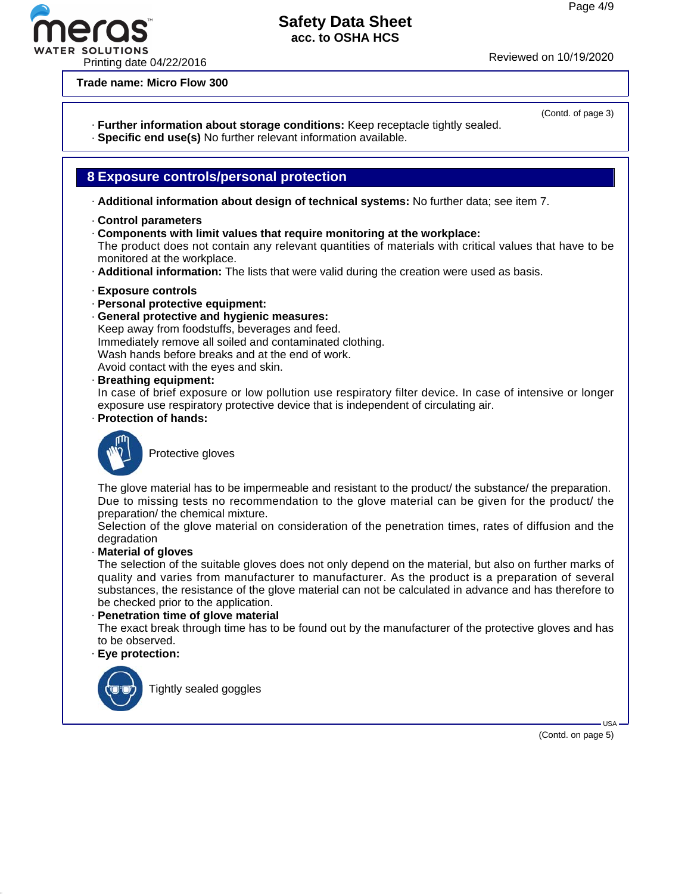**Trade name: Micro Flow 300**

(Contd. of page 3)

· **Further information about storage conditions:** Keep receptacle tightly sealed.
· **Specific end use(s)** No further relevant information available.

## 8 Exposure controls/personal protection

· **Additional information about design of technical systems:** No further data; see item 7.

· **Control parameters**
· **Components with limit values that require monitoring at the workplace:**
The product does not contain any relevant quantities of materials with critical values that have to be monitored at the workplace.
· **Additional information:** The lists that were valid during the creation were used as basis.

· **Exposure controls**
· **Personal protective equipment:**
· **General protective and hygienic measures:**
Keep away from foodstuffs, beverages and feed.
Immediately remove all soiled and contaminated clothing.
Wash hands before breaks and at the end of work.
Avoid contact with the eyes and skin.
· **Breathing equipment:**
In case of brief exposure or low pollution use respiratory filter device. In case of intensive or longer exposure use respiratory protective device that is independent of circulating air.
· **Protection of hands:**

Protective gloves

The glove material has to be impermeable and resistant to the product/ the substance/ the preparation.
Due to missing tests no recommendation to the glove material can be given for the product/ the preparation/ the chemical mixture.
Selection of the glove material on consideration of the penetration times, rates of diffusion and the degradation
· **Material of gloves**
The selection of the suitable gloves does not only depend on the material, but also on further marks of quality and varies from manufacturer to manufacturer. As the product is a preparation of several substances, the resistance of the glove material can not be calculated in advance and has therefore to be checked prior to the application.
· **Penetration time of glove material**
The exact break through time has to be found out by the manufacturer of the protective gloves and has to be observed.
· **Eye protection:**

Tightly sealed goggles

(Contd. on page 5)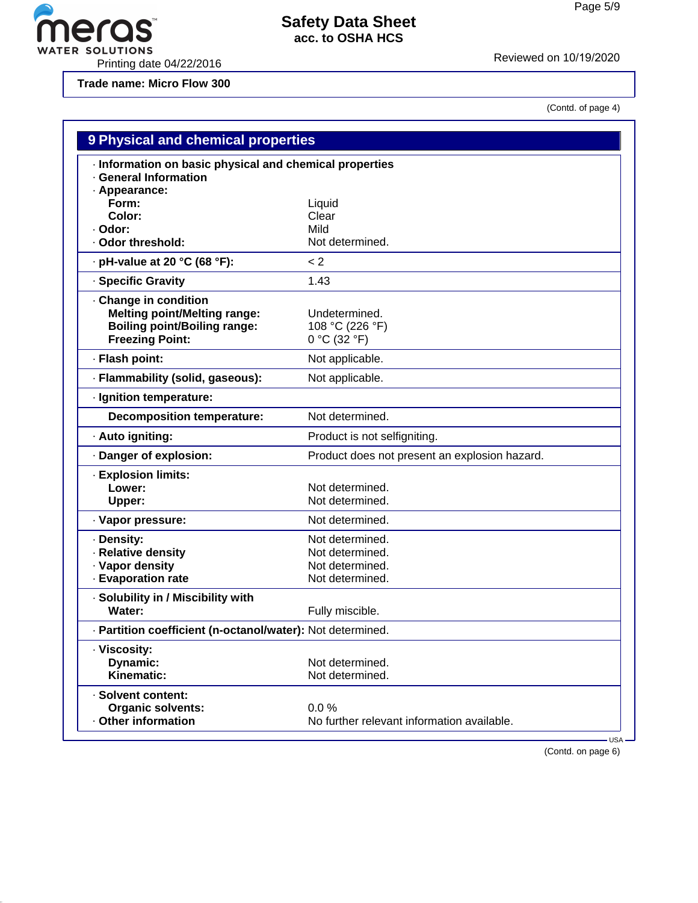**Trade name: Micro Flow 300**

(Contd. of page 4)

## 9 Physical and chemical properties

| Property | Value |
|---|---|
| · **Information on basic physical and chemical properties** | |
| · **General Information** | |
| · **Appearance:** | |
| **Form:** | Liquid |
| **Color:** | Clear |
| · **Odor:** | Mild |
| · **Odor threshold:** | Not determined. |
| · **pH-value at 20 °C (68 °F):** | < 2 |
| · **Specific Gravity** | 1.43 |
| · **Change in condition** | |
| **Melting point/Melting range:** | Undetermined. |
| **Boiling point/Boiling range:** | 108 °C (226 °F) |
| **Freezing Point:** | 0 °C (32 °F) |
| · **Flash point:** | Not applicable. |
| · **Flammability (solid, gaseous):** | Not applicable. |
| · **Ignition temperature:** | |
| **Decomposition temperature:** | Not determined. |
| · **Auto igniting:** | Product is not selfigniting. |
| · **Danger of explosion:** | Product does not present an explosion hazard. |
| · **Explosion limits:** | |
| **Lower:** | Not determined. |
| **Upper:** | Not determined. |
| · **Vapor pressure:** | Not determined. |
| · **Density:** | Not determined. |
| · **Relative density** | Not determined. |
| · **Vapor density** | Not determined. |
| · **Evaporation rate** | Not determined. |
| · **Solubility in / Miscibility with** | |
| **Water:** | Fully miscible. |
| · **Partition coefficient (n-octanol/water):** | Not determined. |
| · **Viscosity:** | |
| **Dynamic:** | Not determined. |
| **Kinematic:** | Not determined. |
| · **Solvent content:** | |
| **Organic solvents:** | 0.0 % |
| · **Other information** | No further relevant information available. |

(Contd. on page 6)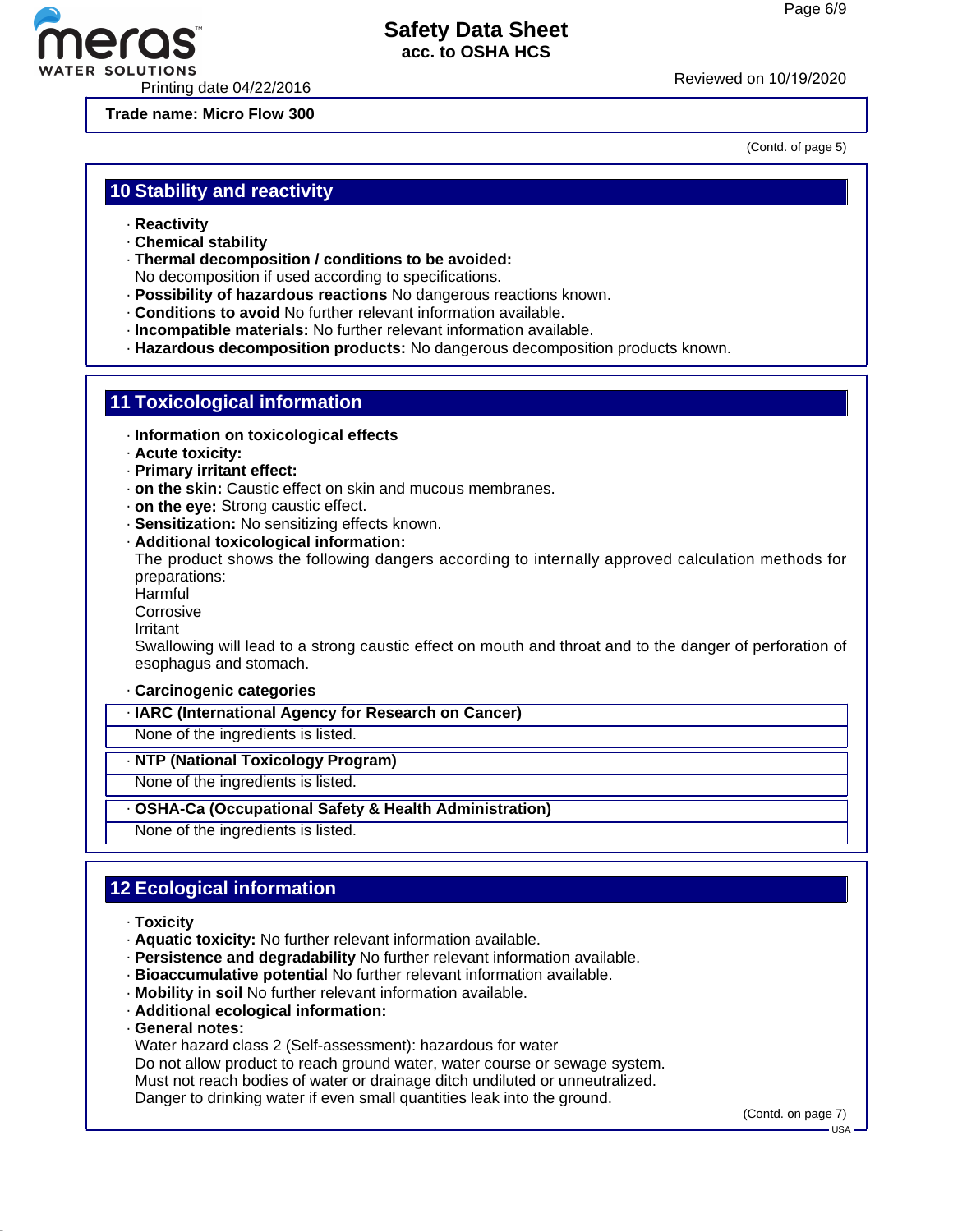Trade name: Micro Flow 300

(Contd. of page 5)

## 10 Stability and reactivity

- **Reactivity**
- **Chemical stability**
- **Thermal decomposition / conditions to be avoided:**
  No decomposition if used according to specifications.
- **Possibility of hazardous reactions** No dangerous reactions known.
- **Conditions to avoid** No further relevant information available.
- **Incompatible materials:** No further relevant information available.
- **Hazardous decomposition products:** No dangerous decomposition products known.

## 11 Toxicological information

- **Information on toxicological effects**
- **Acute toxicity:**
- **Primary irritant effect:**
- **on the skin:** Caustic effect on skin and mucous membranes.
- **on the eye:** Strong caustic effect.
- **Sensitization:** No sensitizing effects known.
- **Additional toxicological information:**
  The product shows the following dangers according to internally approved calculation methods for preparations:
  Harmful
  Corrosive
  Irritant
  Swallowing will lead to a strong caustic effect on mouth and throat and to the danger of perforation of esophagus and stomach.
- **Carcinogenic categories**

**· IARC (International Agency for Research on Cancer)**

None of the ingredients is listed.

**· NTP (National Toxicology Program)**

None of the ingredients is listed.

**· OSHA-Ca (Occupational Safety & Health Administration)**

None of the ingredients is listed.

## 12 Ecological information

- **Toxicity**
- **Aquatic toxicity:** No further relevant information available.
- **Persistence and degradability** No further relevant information available.
- **Bioaccumulative potential** No further relevant information available.
- **Mobility in soil** No further relevant information available.
- **Additional ecological information:**
- **General notes:**
  Water hazard class 2 (Self-assessment): hazardous for water
  Do not allow product to reach ground water, water course or sewage system.
  Must not reach bodies of water or drainage ditch undiluted or unneutralized.
  Danger to drinking water if even small quantities leak into the ground.

(Contd. on page 7)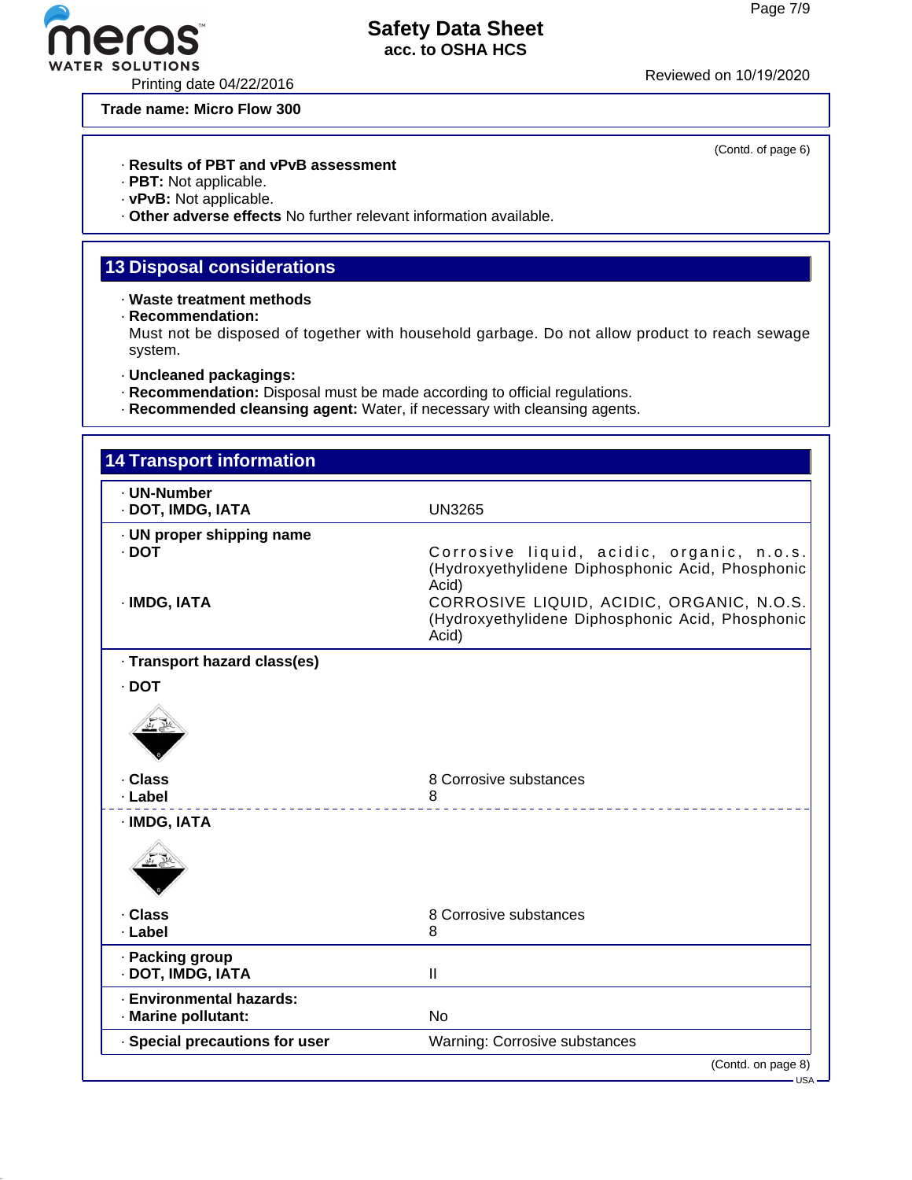**Trade name: Micro Flow 300**

(Contd. of page 6)

· **Results of PBT and vPvB assessment**
· **PBT:** Not applicable.
· **vPvB:** Not applicable.
· **Other adverse effects** No further relevant information available.

## 13 Disposal considerations

· **Waste treatment methods**
· **Recommendation:**
Must not be disposed of together with household garbage. Do not allow product to reach sewage system.

· **Uncleaned packagings:**
· **Recommendation:** Disposal must be made according to official regulations.
· **Recommended cleansing agent:** Water, if necessary with cleansing agents.

## 14 Transport information

| | |
|---|---|
| · **UN-Number**<br>· **DOT, IMDG, IATA** | UN3265 |
| · **UN proper shipping name**<br>· **DOT** | Corrosive liquid, acidic, organic, n.o.s. (Hydroxyethylidene Diphosphonic Acid, Phosphonic Acid) |
| · **IMDG, IATA** | CORROSIVE LIQUID, ACIDIC, ORGANIC, N.O.S. (Hydroxyethylidene Diphosphonic Acid, Phosphonic Acid) |
| · **Transport hazard class(es)** | |
| · **DOT** | |
| · **Class** | 8 Corrosive substances |
| · **Label** | 8 |
| · **IMDG, IATA** | |
| · **Class** | 8 Corrosive substances |
| · **Label** | 8 |
| · **Packing group**<br>· **DOT, IMDG, IATA** | II |
| · **Environmental hazards:**<br>· **Marine pollutant:** | No |
| · **Special precautions for user** | Warning: Corrosive substances |

(Contd. on page 8)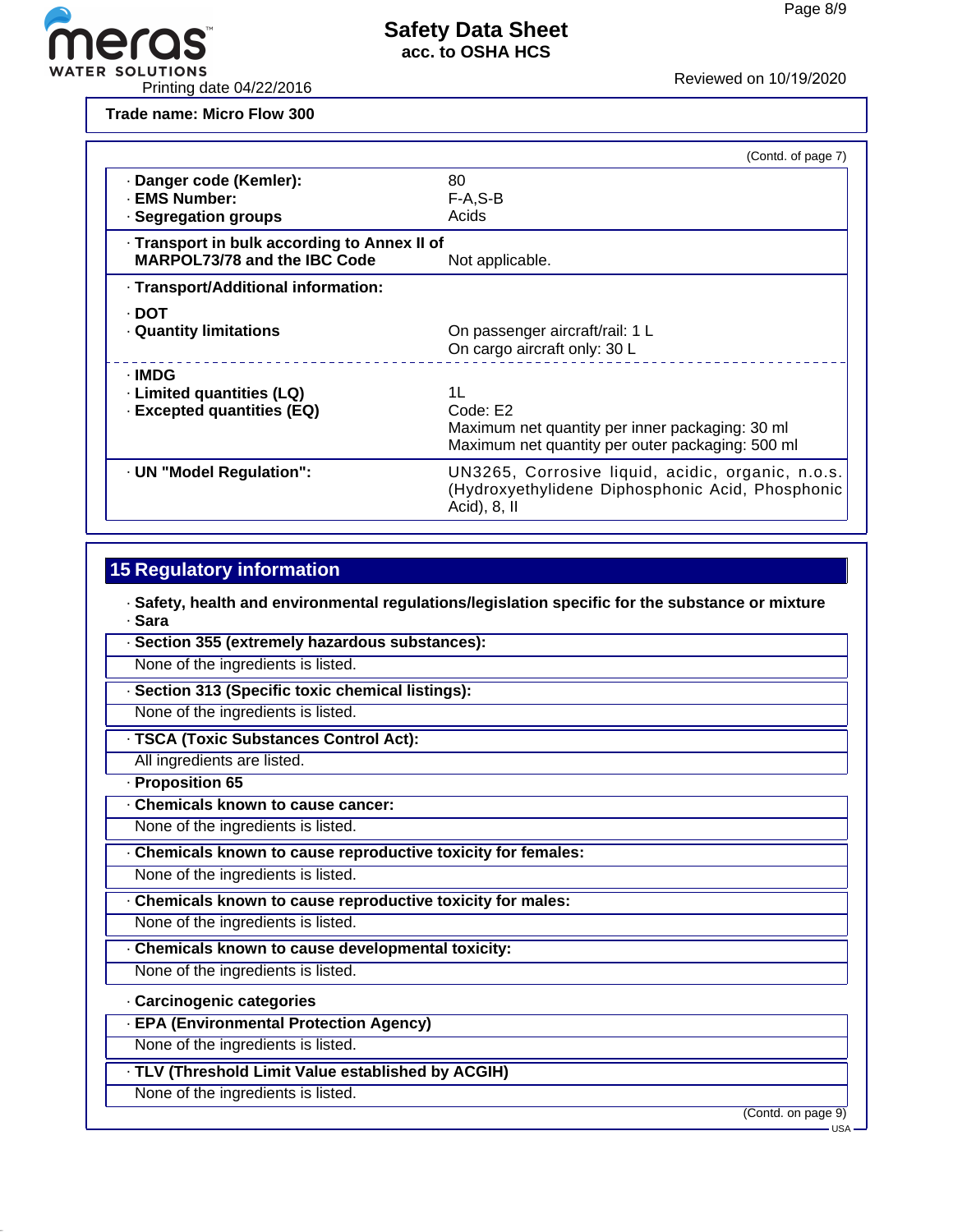**Trade name: Micro Flow 300**

(Contd. of page 7)

| | |
|---|---|
| · **Danger code (Kemler):** | 80 |
| · **EMS Number:** | F-A,S-B |
| · **Segregation groups** | Acids |
| · **Transport in bulk according to Annex II of MARPOL73/78 and the IBC Code** | Not applicable. |
| · **Transport/Additional information:** | |
| · **DOT** | |
| · **Quantity limitations** | On passenger aircraft/rail: 1 L<br>On cargo aircraft only: 30 L |
| · **IMDG** | |
| · **Limited quantities (LQ)** | 1L |
| · **Excepted quantities (EQ)** | Code: E2<br>Maximum net quantity per inner packaging: 30 ml<br>Maximum net quantity per outer packaging: 500 ml |
| · **UN "Model Regulation":** | UN3265, Corrosive liquid, acidic, organic, n.o.s. (Hydroxyethylidene Diphosphonic Acid, Phosphonic Acid), 8, II |

## 15 Regulatory information

· **Safety, health and environmental regulations/legislation specific for the substance or mixture**

· **Sara**

· **Section 355 (extremely hazardous substances):**

None of the ingredients is listed.

· **Section 313 (Specific toxic chemical listings):**

None of the ingredients is listed.

· **TSCA (Toxic Substances Control Act):**

All ingredients are listed.

· **Proposition 65**

· **Chemicals known to cause cancer:**

None of the ingredients is listed.

· **Chemicals known to cause reproductive toxicity for females:**

None of the ingredients is listed.

· **Chemicals known to cause reproductive toxicity for males:**

None of the ingredients is listed.

· **Chemicals known to cause developmental toxicity:**

None of the ingredients is listed.

· **Carcinogenic categories**

· **EPA (Environmental Protection Agency)**

None of the ingredients is listed.

· **TLV (Threshold Limit Value established by ACGIH)**

None of the ingredients is listed.

(Contd. on page 9)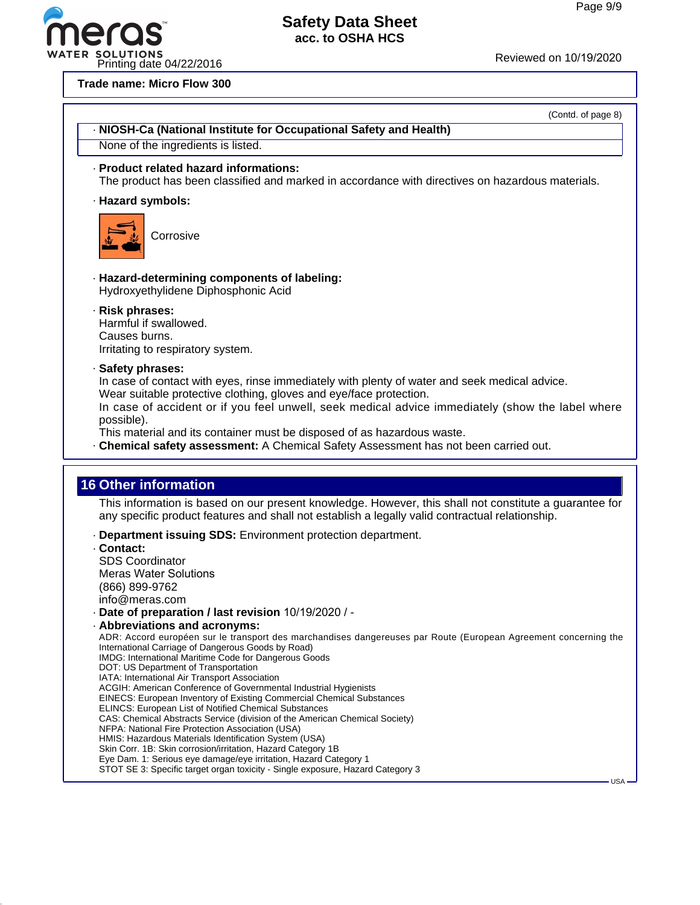**Trade name: Micro Flow 300**

(Contd. of page 8)

· **NIOSH-Ca (National Institute for Occupational Safety and Health)**

None of the ingredients is listed.

· **Product related hazard informations:**
The product has been classified and marked in accordance with directives on hazardous materials.

· **Hazard symbols:**

Corrosive

· **Hazard-determining components of labeling:**
Hydroxyethylidene Diphosphonic Acid

· **Risk phrases:**
Harmful if swallowed.
Causes burns.
Irritating to respiratory system.

· **Safety phrases:**
In case of contact with eyes, rinse immediately with plenty of water and seek medical advice.
Wear suitable protective clothing, gloves and eye/face protection.
In case of accident or if you feel unwell, seek medical advice immediately (show the label where possible).
This material and its container must be disposed of as hazardous waste.

· **Chemical safety assessment:** A Chemical Safety Assessment has not been carried out.

## 16 Other information

This information is based on our present knowledge. However, this shall not constitute a guarantee for any specific product features and shall not establish a legally valid contractual relationship.

· **Department issuing SDS:** Environment protection department.

· **Contact:**
SDS Coordinator
Meras Water Solutions
(866) 899-9762
info@meras.com

· **Date of preparation / last revision** 10/19/2020 / -

· **Abbreviations and acronyms:**
ADR: Accord européen sur le transport des marchandises dangereuses par Route (European Agreement concerning the International Carriage of Dangerous Goods by Road)
IMDG: International Maritime Code for Dangerous Goods
DOT: US Department of Transportation
IATA: International Air Transport Association
ACGIH: American Conference of Governmental Industrial Hygienists
EINECS: European Inventory of Existing Commercial Chemical Substances
ELINCS: European List of Notified Chemical Substances
CAS: Chemical Abstracts Service (division of the American Chemical Society)
NFPA: National Fire Protection Association (USA)
HMIS: Hazardous Materials Identification System (USA)
Skin Corr. 1B: Skin corrosion/irritation, Hazard Category 1B
Eye Dam. 1: Serious eye damage/eye irritation, Hazard Category 1
STOT SE 3: Specific target organ toxicity - Single exposure, Hazard Category 3